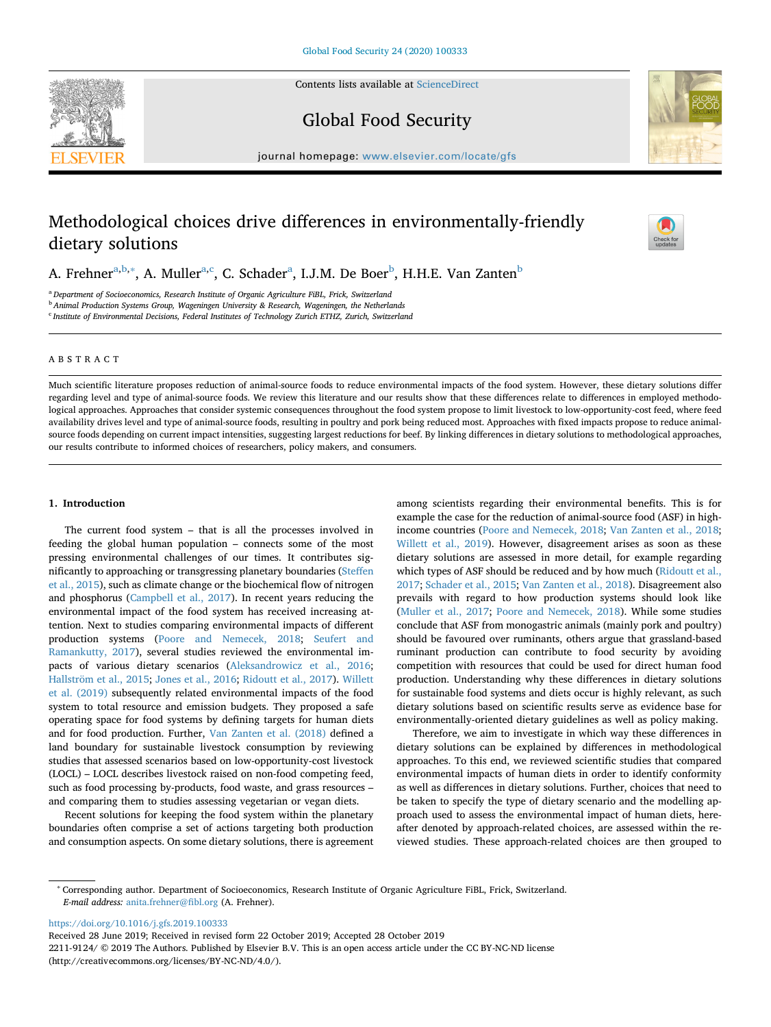# Methodological choices drive differences in environmentally-friendly dietary solutions

A. Frehner[a,b,*], A. Muller[a,c], C. Schader[a], I.J.M. De Boer[b], H.H.E. Van Zanten[b]

[a] Department of Socioeconomics, Research Institute of Organic Agriculture FiBL, Frick, Switzerland

[b] Animal Production Systems Group, Wageningen University & Research, Wageningen, the Netherlands

[c] Institute of Environmental Decisions, Federal Institutes of Technology Zurich ETHZ, Zurich, Switzerland

## ABSTRACT

Much scientific literature proposes reduction of animal-source foods to reduce environmental impacts of the food system. However, these dietary solutions differ regarding level and type of animal-source foods. We review this literature and our results show that these differences relate to differences in employed methodological approaches. Approaches that consider systemic consequences throughout the food system propose to limit livestock to low-opportunity-cost feed, where feed availability drives level and type of animal-source foods, resulting in poultry and pork being reduced most. Approaches with fixed impacts propose to reduce animal-source foods depending on current impact intensities, suggesting largest reductions for beef. By linking differences in dietary solutions to methodological approaches, our results contribute to informed choices of researchers, policy makers, and consumers.

## 1. Introduction

The current food system – that is all the processes involved in feeding the global human population – connects some of the most pressing environmental challenges of our times. It contributes significantly to approaching or transgressing planetary boundaries (Steffen et al., 2015), such as climate change or the biochemical flow of nitrogen and phosphorus (Campbell et al., 2017). In recent years reducing the environmental impact of the food system has received increasing attention. Next to studies comparing environmental impacts of different production systems (Poore and Nemecek, 2018; Seufert and Ramankutty, 2017), several studies reviewed the environmental impacts of various dietary scenarios (Aleksandrowicz et al., 2016; Hallström et al., 2015; Jones et al., 2016; Ridoutt et al., 2017). Willett et al. (2019) subsequently related environmental impacts of the food system to total resource and emission budgets. They proposed a safe operating space for food systems by defining targets for human diets and for food production. Further, Van Zanten et al. (2018) defined a land boundary for sustainable livestock consumption by reviewing studies that assessed scenarios based on low-opportunity-cost livestock (LOCL) – LOCL describes livestock raised on non-food competing feed, such as food processing by-products, food waste, and grass resources – and comparing them to studies assessing vegetarian or vegan diets.

Recent solutions for keeping the food system within the planetary boundaries often comprise a set of actions targeting both production and consumption aspects. On some dietary solutions, there is agreement among scientists regarding their environmental benefits. This is for example the case for the reduction of animal-source food (ASF) in high-income countries (Poore and Nemecek, 2018; Van Zanten et al., 2018; Willett et al., 2019). However, disagreement arises as soon as these dietary solutions are assessed in more detail, for example regarding which types of ASF should be reduced and by how much (Ridoutt et al., 2017; Schader et al., 2015; Van Zanten et al., 2018). Disagreement also prevails with regard to how production systems should look like (Muller et al., 2017; Poore and Nemecek, 2018). While some studies conclude that ASF from monogastric animals (mainly pork and poultry) should be favoured over ruminants, others argue that grassland-based ruminant production can contribute to food security by avoiding competition with resources that could be used for direct human food production. Understanding why these differences in dietary solutions for sustainable food systems and diets occur is highly relevant, as such dietary solutions based on scientific results serve as evidence base for environmentally-oriented dietary guidelines as well as policy making.

Therefore, we aim to investigate in which way these differences in dietary solutions can be explained by differences in methodological approaches. To this end, we reviewed scientific studies that compared environmental impacts of human diets in order to identify conformity as well as differences in dietary solutions. Further, choices that need to be taken to specify the type of dietary scenario and the modelling approach used to assess the environmental impact of human diets, hereafter denoted by approach-related choices, are assessed within the reviewed studies. These approach-related choices are then grouped to

* Corresponding author. Department of Socioeconomics, Research Institute of Organic Agriculture FiBL, Frick, Switzerland.
*E-mail address:* anita.frehner@fibl.org (A. Frehner).

https://doi.org/10.1016/j.gfs.2019.100333
Received 28 June 2019; Received in revised form 22 October 2019; Accepted 28 October 2019
2211-9124/ © 2019 The Authors. Published by Elsevier B.V. This is an open access article under the CC BY-NC-ND license (http://creativecommons.org/licenses/BY-NC-ND/4.0/).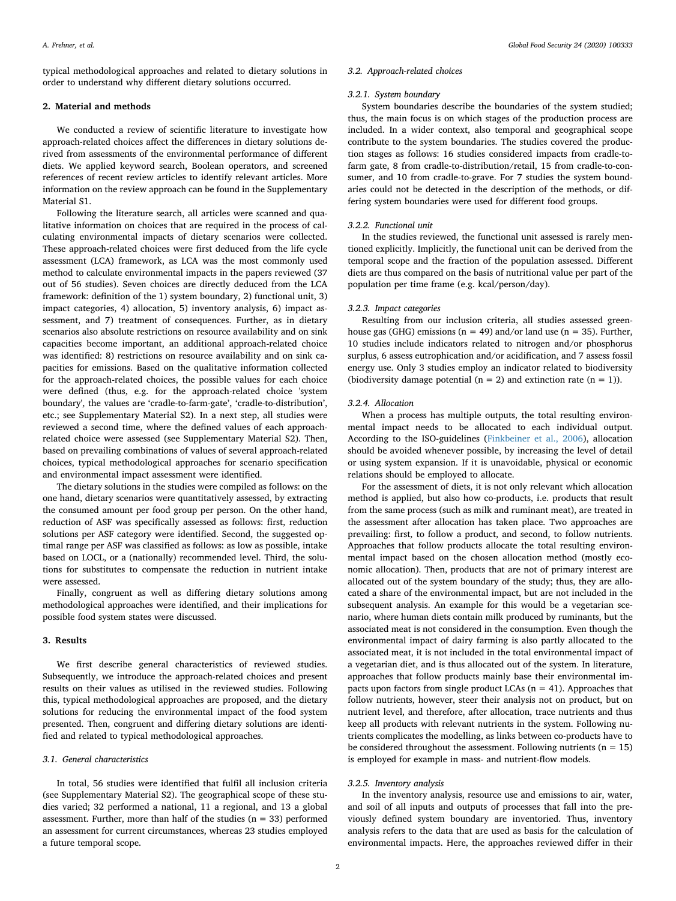typical methodological approaches and related to dietary solutions in order to understand why different dietary solutions occurred.

## 2. Material and methods

We conducted a review of scientific literature to investigate how approach-related choices affect the differences in dietary solutions derived from assessments of the environmental performance of different diets. We applied keyword search, Boolean operators, and screened references of recent review articles to identify relevant articles. More information on the review approach can be found in the Supplementary Material S1.

Following the literature search, all articles were scanned and qualitative information on choices that are required in the process of calculating environmental impacts of dietary scenarios were collected. These approach-related choices were first deduced from the life cycle assessment (LCA) framework, as LCA was the most commonly used method to calculate environmental impacts in the papers reviewed (37 out of 56 studies). Seven choices are directly deduced from the LCA framework: definition of the 1) system boundary, 2) functional unit, 3) impact categories, 4) allocation, 5) inventory analysis, 6) impact assessment, and 7) treatment of consequences. Further, as in dietary scenarios also absolute restrictions on resource availability and on sink capacities become important, an additional approach-related choice was identified: 8) restrictions on resource availability and on sink capacities for emissions. Based on the qualitative information collected for the approach-related choices, the possible values for each choice were defined (thus, e.g. for the approach-related choice 'system boundary', the values are 'cradle-to-farm-gate', 'cradle-to-distribution', etc.; see Supplementary Material S2). In a next step, all studies were reviewed a second time, where the defined values of each approach-related choice were assessed (see Supplementary Material S2). Then, based on prevailing combinations of values of several approach-related choices, typical methodological approaches for scenario specification and environmental impact assessment were identified.

The dietary solutions in the studies were compiled as follows: on the one hand, dietary scenarios were quantitatively assessed, by extracting the consumed amount per food group per person. On the other hand, reduction of ASF was specifically assessed as follows: first, reduction solutions per ASF category were identified. Second, the suggested optimal range per ASF was classified as follows: as low as possible, intake based on LOCL, or a (nationally) recommended level. Third, the solutions for substitutes to compensate the reduction in nutrient intake were assessed.

Finally, congruent as well as differing dietary solutions among methodological approaches were identified, and their implications for possible food system states were discussed.

## 3. Results

We first describe general characteristics of reviewed studies. Subsequently, we introduce the approach-related choices and present results on their values as utilised in the reviewed studies. Following this, typical methodological approaches are proposed, and the dietary solutions for reducing the environmental impact of the food system presented. Then, congruent and differing dietary solutions are identified and related to typical methodological approaches.

### 3.1. General characteristics

In total, 56 studies were identified that fulfil all inclusion criteria (see Supplementary Material S2). The geographical scope of these studies varied; 32 performed a national, 11 a regional, and 13 a global assessment. Further, more than half of the studies (n = 33) performed an assessment for current circumstances, whereas 23 studies employed a future temporal scope.

### 3.2. Approach-related choices

#### 3.2.1. System boundary

System boundaries describe the boundaries of the system studied; thus, the main focus is on which stages of the production process are included. In a wider context, also temporal and geographical scope contribute to the system boundaries. The studies covered the production stages as follows: 16 studies considered impacts from cradle-to-farm gate, 8 from cradle-to-distribution/retail, 15 from cradle-to-consumer, and 10 from cradle-to-grave. For 7 studies the system boundaries could not be detected in the description of the methods, or differing system boundaries were used for different food groups.

#### 3.2.2. Functional unit

In the studies reviewed, the functional unit assessed is rarely mentioned explicitly. Implicitly, the functional unit can be derived from the temporal scope and the fraction of the population assessed. Different diets are thus compared on the basis of nutritional value per part of the population per time frame (e.g. kcal/person/day).

#### 3.2.3. Impact categories

Resulting from our inclusion criteria, all studies assessed greenhouse gas (GHG) emissions (n = 49) and/or land use (n = 35). Further, 10 studies include indicators related to nitrogen and/or phosphorus surplus, 6 assess eutrophication and/or acidification, and 7 assess fossil energy use. Only 3 studies employ an indicator related to biodiversity (biodiversity damage potential (n = 2) and extinction rate (n = 1)).

#### 3.2.4. Allocation

When a process has multiple outputs, the total resulting environmental impact needs to be allocated to each individual output. According to the ISO-guidelines (Finkbeiner et al., 2006), allocation should be avoided whenever possible, by increasing the level of detail or using system expansion. If it is unavoidable, physical or economic relations should be employed to allocate.

For the assessment of diets, it is not only relevant which allocation method is applied, but also how co-products, i.e. products that result from the same process (such as milk and ruminant meat), are treated in the assessment after allocation has taken place. Two approaches are prevailing: first, to follow a product, and second, to follow nutrients. Approaches that follow products allocate the total resulting environmental impact based on the chosen allocation method (mostly economic allocation). Then, products that are not of primary interest are allocated out of the system boundary of the study; thus, they are allocated a share of the environmental impact, but are not included in the subsequent analysis. An example for this would be a vegetarian scenario, where human diets contain milk produced by ruminants, but the associated meat is not considered in the consumption. Even though the environmental impact of dairy farming is also partly allocated to the associated meat, it is not included in the total environmental impact of a vegetarian diet, and is thus allocated out of the system. In literature, approaches that follow products mainly base their environmental impacts upon factors from single product LCAs (n = 41). Approaches that follow nutrients, however, steer their analysis not on product, but on nutrient level, and therefore, after allocation, trace nutrients and thus keep all products with relevant nutrients in the system. Following nutrients complicates the modelling, as links between co-products have to be considered throughout the assessment. Following nutrients (n = 15) is employed for example in mass- and nutrient-flow models.

#### 3.2.5. Inventory analysis

In the inventory analysis, resource use and emissions to air, water, and soil of all inputs and outputs of processes that fall into the previously defined system boundary are inventoried. Thus, inventory analysis refers to the data that are used as basis for the calculation of environmental impacts. Here, the approaches reviewed differ in their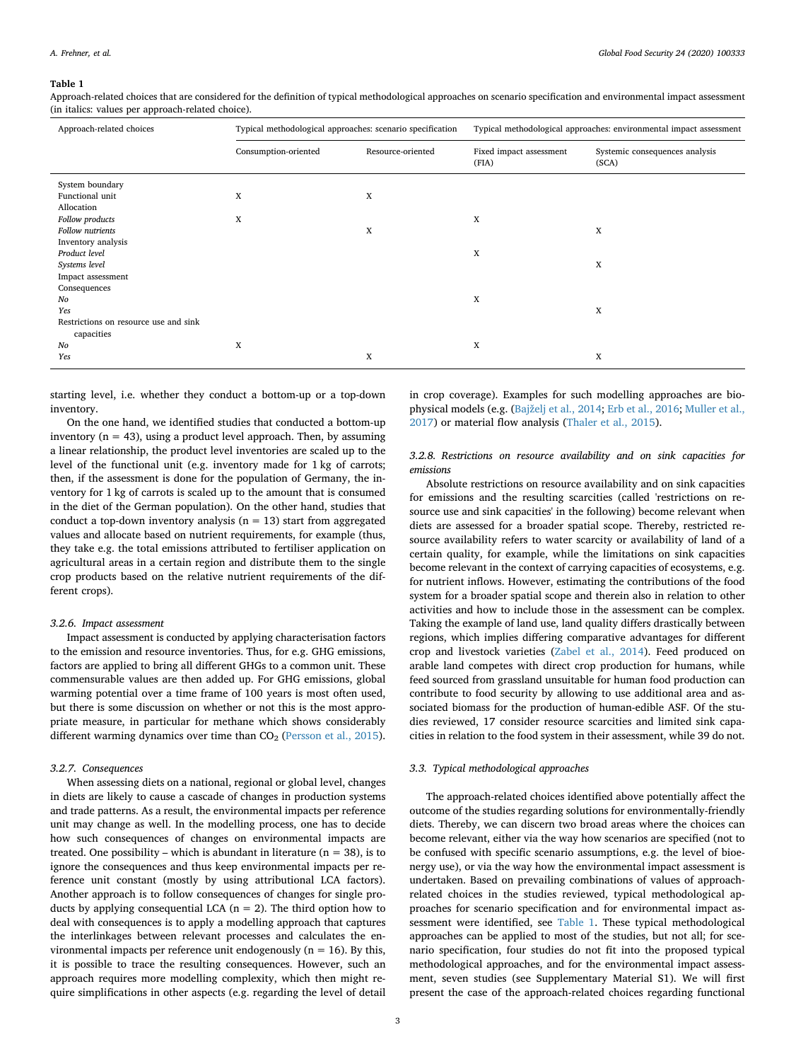**Table 1**

Approach-related choices that are considered for the definition of typical methodological approaches on scenario specification and environmental impact assessment (in italics: values per approach-related choice).

| Approach-related choices | Typical methodological approaches: scenario specification | | Typical methodological approaches: environmental impact assessment | |
|---|---|---|---|---|
| | Consumption-oriented | Resource-oriented | Fixed impact assessment (FIA) | Systemic consequences analysis (SCA) |
| System boundary | | | | |
| Functional unit | X | X | | |
| Allocation | | | | |
| *Follow products* | X | | X | |
| *Follow nutrients* | | X | | X |
| Inventory analysis | | | | |
| *Product level* | | | X | |
| *Systems level* | | | | X |
| Impact assessment | | | | |
| Consequences | | | | |
| *No* | | | X | |
| *Yes* | | | | X |
| Restrictions on resource use and sink capacities | | | | |
| *No* | X | | X | |
| *Yes* | | X | | X |

starting level, i.e. whether they conduct a bottom-up or a top-down inventory.

On the one hand, we identified studies that conducted a bottom-up inventory (n = 43), using a product level approach. Then, by assuming a linear relationship, the product level inventories are scaled up to the level of the functional unit (e.g. inventory made for 1 kg of carrots; then, if the assessment is done for the population of Germany, the inventory for 1 kg of carrots is scaled up to the amount that is consumed in the diet of the German population). On the other hand, studies that conduct a top-down inventory analysis (n = 13) start from aggregated values and allocate based on nutrient requirements, for example (thus, they take e.g. the total emissions attributed to fertiliser application on agricultural areas in a certain region and distribute them to the single crop products based on the relative nutrient requirements of the different crops).

### 3.2.6. Impact assessment

Impact assessment is conducted by applying characterisation factors to the emission and resource inventories. Thus, for e.g. GHG emissions, factors are applied to bring all different GHGs to a common unit. These commensurable values are then added up. For GHG emissions, global warming potential over a time frame of 100 years is most often used, but there is some discussion on whether or not this is the most appropriate measure, in particular for methane which shows considerably different warming dynamics over time than $CO_2$ (Persson et al., 2015).

### 3.2.7. Consequences

When assessing diets on a national, regional or global level, changes in diets are likely to cause a cascade of changes in production systems and trade patterns. As a result, the environmental impacts per reference unit may change as well. In the modelling process, one has to decide how such consequences of changes on environmental impacts are treated. One possibility – which is abundant in literature (n = 38), is to ignore the consequences and thus keep environmental impacts per reference unit constant (mostly by using attributional LCA factors). Another approach is to follow consequences of changes for single products by applying consequential LCA (n = 2). The third option how to deal with consequences is to apply a modelling approach that captures the interlinkages between relevant processes and calculates the environmental impacts per reference unit endogenously (n = 16). By this, it is possible to trace the resulting consequences. However, such an approach requires more modelling complexity, which then might require simplifications in other aspects (e.g. regarding the level of detail in crop coverage). Examples for such modelling approaches are biophysical models (e.g. (Bajželj et al., 2014; Erb et al., 2016; Muller et al., 2017) or material flow analysis (Thaler et al., 2015).

### 3.2.8. Restrictions on resource availability and on sink capacities for emissions

Absolute restrictions on resource availability and on sink capacities for emissions and the resulting scarcities (called 'restrictions on resource use and sink capacities' in the following) become relevant when diets are assessed for a broader spatial scope. Thereby, restricted resource availability refers to water scarcity or availability of land of a certain quality, for example, while the limitations on sink capacities become relevant in the context of carrying capacities of ecosystems, e.g. for nutrient inflows. However, estimating the contributions of the food system for a broader spatial scope and therein also in relation to other activities and how to include those in the assessment can be complex. Taking the example of land use, land quality differs drastically between regions, which implies differing comparative advantages for different crop and livestock varieties (Zabel et al., 2014). Feed produced on arable land competes with direct crop production for humans, while feed sourced from grassland unsuitable for human food production can contribute to food security by allowing to use additional area and associated biomass for the production of human-edible ASF. Of the studies reviewed, 17 consider resource scarcities and limited sink capacities in relation to the food system in their assessment, while 39 do not.

## 3.3. Typical methodological approaches

The approach-related choices identified above potentially affect the outcome of the studies regarding solutions for environmentally-friendly diets. Thereby, we can discern two broad areas where the choices can become relevant, either via the way how scenarios are specified (not to be confused with specific scenario assumptions, e.g. the level of bioenergy use), or via the way how the environmental impact assessment is undertaken. Based on prevailing combinations of values of approach-related choices in the studies reviewed, typical methodological approaches for scenario specification and for environmental impact assessment were identified, see Table 1. These typical methodological approaches can be applied to most of the studies, but not all; for scenario specification, four studies do not fit into the proposed typical methodological approaches, and for the environmental impact assessment, seven studies (see Supplementary Material S1). We will first present the case of the approach-related choices regarding functional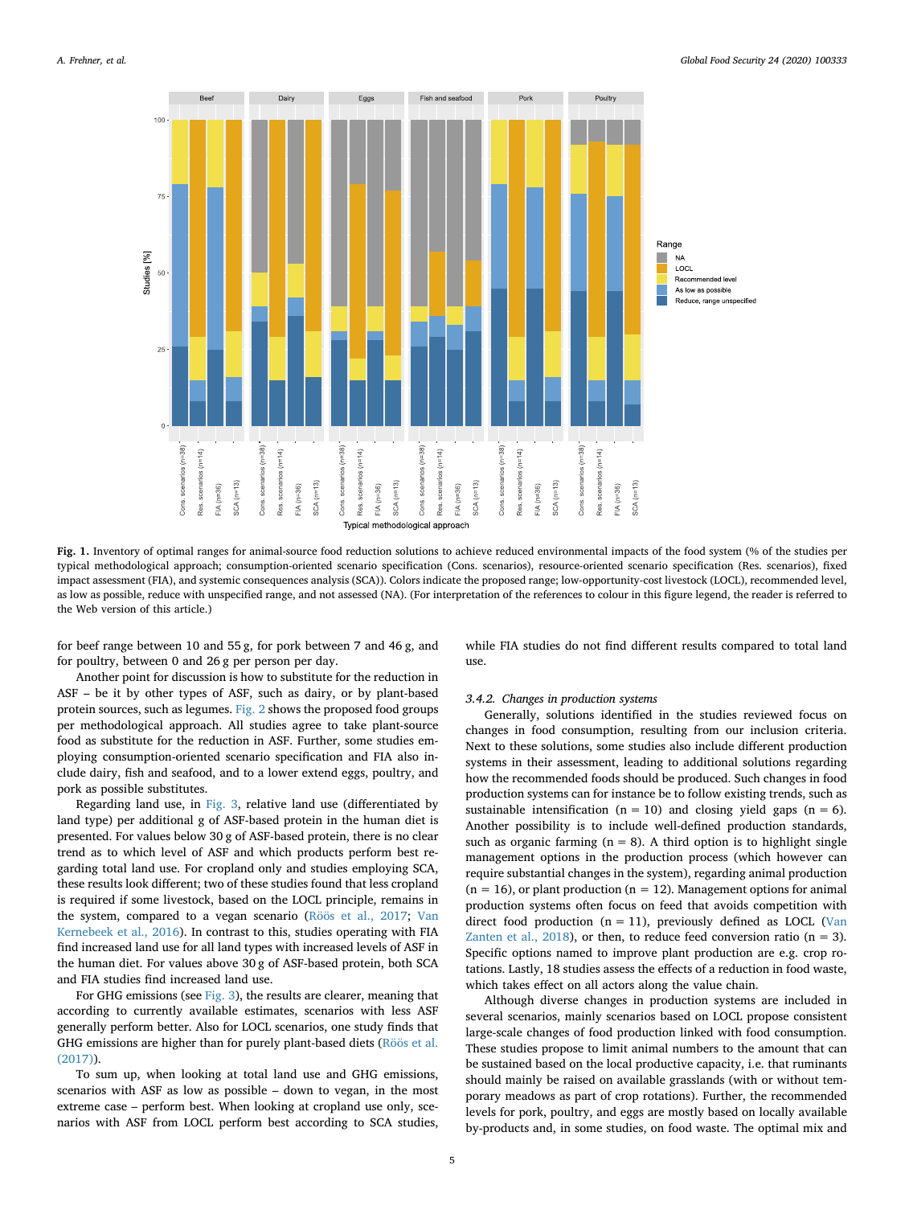**Fig. 1.** Inventory of optimal ranges for animal-source food reduction solutions to achieve reduced environmental impacts of the food system (% of the studies per typical methodological approach; consumption-oriented scenario specification (Cons. scenarios), resource-oriented scenario specification (Res. scenarios), fixed impact assessment (FIA), and systemic consequences analysis (SCA)). Colors indicate the proposed range; low-opportunity-cost livestock (LOCL), recommended level, as low as possible, reduce with unspecified range, and not assessed (NA). (For interpretation of the references to colour in this figure legend, the reader is referred to the Web version of this article.)

for beef range between 10 and 55 g, for pork between 7 and 46 g, and for poultry, between 0 and 26 g per person per day.

Another point for discussion is how to substitute for the reduction in ASF – be it by other types of ASF, such as dairy, or by plant-based protein sources, such as legumes. Fig. 2 shows the proposed food groups per methodological approach. All studies agree to take plant-source food as substitute for the reduction in ASF. Further, some studies employing consumption-oriented scenario specification and FIA also include dairy, fish and seafood, and to a lower extend eggs, poultry, and pork as possible substitutes.

Regarding land use, in Fig. 3, relative land use (differentiated by land type) per additional g of ASF-based protein in the human diet is presented. For values below 30 g of ASF-based protein, there is no clear trend as to which level of ASF and which products perform best regarding total land use. For cropland only and studies employing SCA, these results look different; two of these studies found that less cropland is required if some livestock, based on the LOCL principle, remains in the system, compared to a vegan scenario (Röös et al., 2017; Van Kernebeek et al., 2016). In contrast to this, studies operating with FIA find increased land use for all land types with increased levels of ASF in the human diet. For values above 30 g of ASF-based protein, both SCA and FIA studies find increased land use.

For GHG emissions (see Fig. 3), the results are clearer, meaning that according to currently available estimates, scenarios with less ASF generally perform better. Also for LOCL scenarios, one study finds that GHG emissions are higher than for purely plant-based diets (Röös et al. (2017)).

To sum up, when looking at total land use and GHG emissions, scenarios with ASF as low as possible – down to vegan, in the most extreme case – perform best. When looking at cropland use only, scenarios with ASF from LOCL perform best according to SCA studies, while FIA studies do not find different results compared to total land use.

#### 3.4.2. Changes in production systems

Generally, solutions identified in the studies reviewed focus on changes in food consumption, resulting from our inclusion criteria. Next to these solutions, some studies also include different production systems in their assessment, leading to additional solutions regarding how the recommended foods should be produced. Such changes in food production systems can for instance be to follow existing trends, such as sustainable intensification (n = 10) and closing yield gaps (n = 6). Another possibility is to include well-defined production standards, such as organic farming (n = 8). A third option is to highlight single management options in the production process (which however can require substantial changes in the system), regarding animal production (n = 16), or plant production (n = 12). Management options for animal production systems often focus on feed that avoids competition with direct food production (n = 11), previously defined as LOCL (Van Zanten et al., 2018), or then, to reduce feed conversion ratio (n = 3). Specific options named to improve plant production are e.g. crop rotations. Lastly, 18 studies assess the effects of a reduction in food waste, which takes effect on all actors along the value chain.

Although diverse changes in production systems are included in several scenarios, mainly scenarios based on LOCL propose consistent large-scale changes of food production linked with food consumption. These studies propose to limit animal numbers to the amount that can be sustained based on the local productive capacity, i.e. that ruminants should mainly be raised on available grasslands (with or without temporary meadows as part of crop rotations). Further, the recommended levels for pork, poultry, and eggs are mostly based on locally available by-products and, in some studies, on food waste. The optimal mix and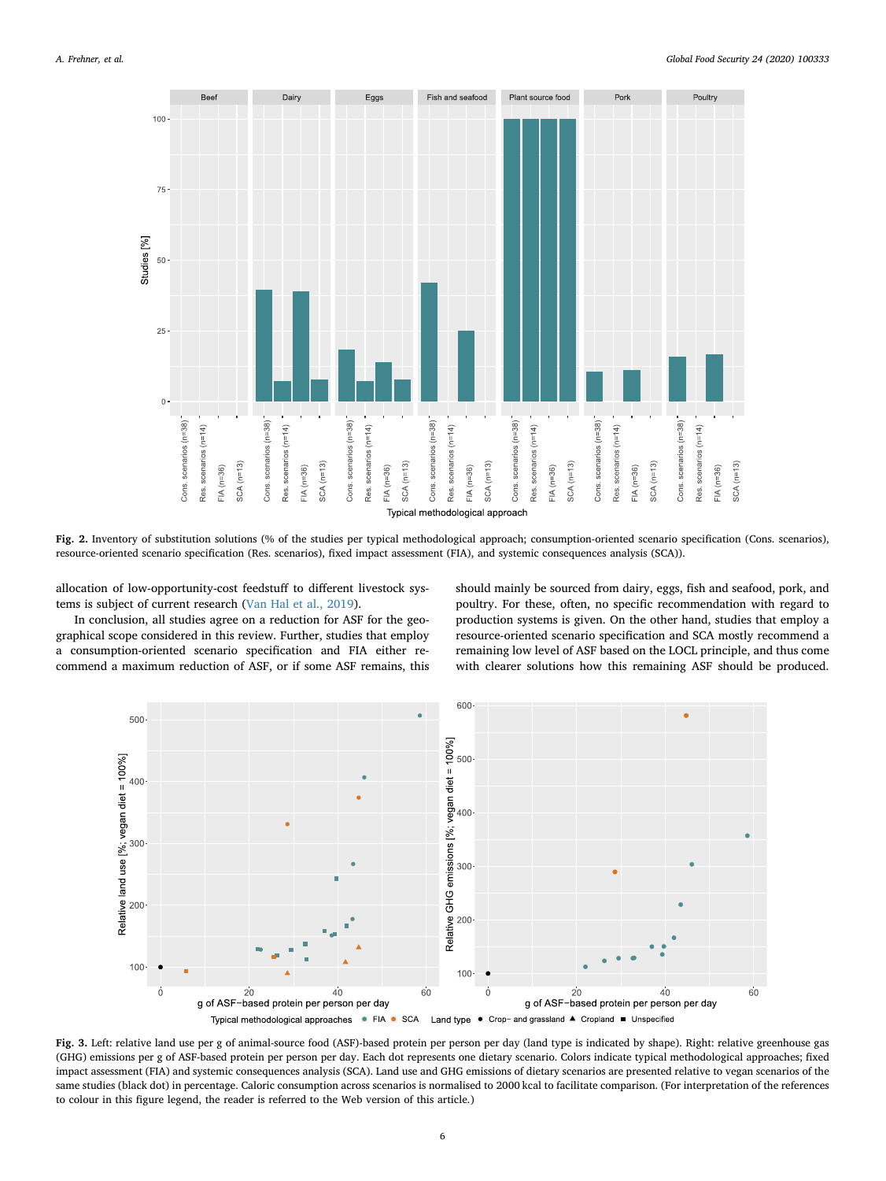**Fig. 2.** Inventory of substitution solutions (% of the studies per typical methodological approach; consumption-oriented scenario specification (Cons. scenarios), resource-oriented scenario specification (Res. scenarios), fixed impact assessment (FIA), and systemic consequences analysis (SCA)).

allocation of low-opportunity-cost feedstuff to different livestock systems is subject of current research (Van Hal et al., 2019).

In conclusion, all studies agree on a reduction for ASF for the geographical scope considered in this review. Further, studies that employ a consumption-oriented scenario specification and FIA either recommend a maximum reduction of ASF, or if some ASF remains, this should mainly be sourced from dairy, eggs, fish and seafood, pork, and poultry. For these, often, no specific recommendation with regard to production systems is given. On the other hand, studies that employ a resource-oriented scenario specification and SCA mostly recommend a remaining low level of ASF based on the LOCL principle, and thus come with clearer solutions how this remaining ASF should be produced.

**Fig. 3.** Left: relative land use per g of animal-source food (ASF)-based protein per person per day (land type is indicated by shape). Right: relative greenhouse gas (GHG) emissions per g of ASF-based protein per person per day. Each dot represents one dietary scenario. Colors indicate typical methodological approaches; fixed impact assessment (FIA) and systemic consequences analysis (SCA). Land use and GHG emissions of dietary scenarios are presented relative to vegan scenarios of the same studies (black dot) in percentage. Caloric consumption across scenarios is normalised to 2000 kcal to facilitate comparison. (For interpretation of the references to colour in this figure legend, the reader is referred to the Web version of this article.)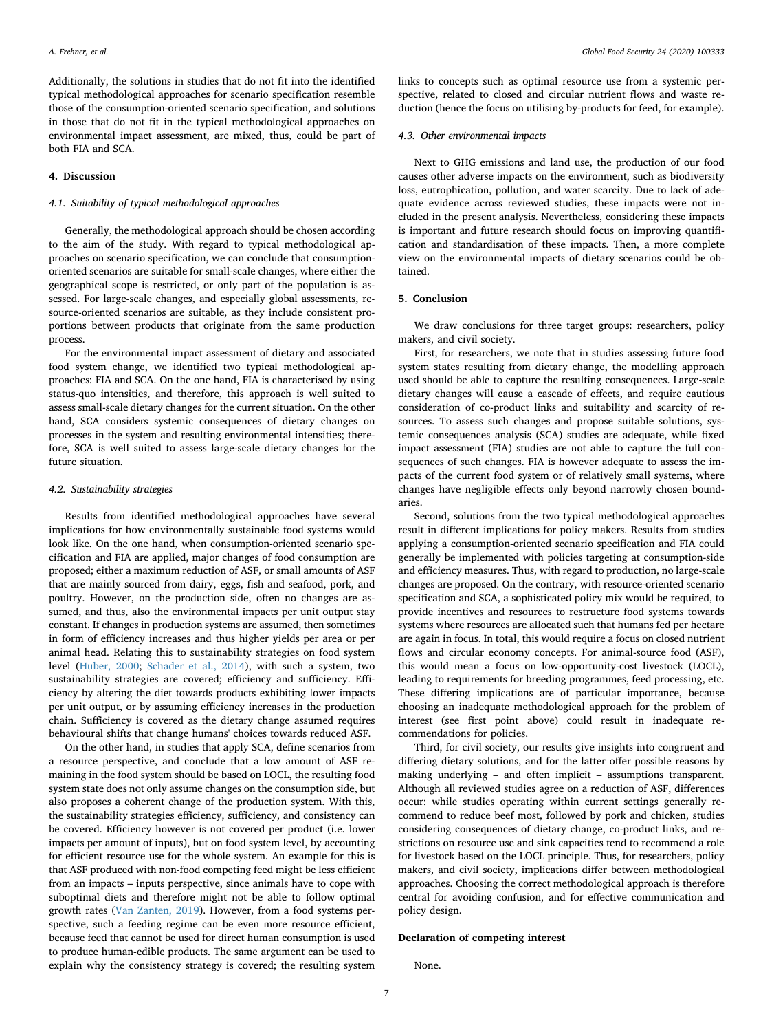Additionally, the solutions in studies that do not fit into the identified typical methodological approaches for scenario specification resemble those of the consumption-oriented scenario specification, and solutions in those that do not fit in the typical methodological approaches on environmental impact assessment, are mixed, thus, could be part of both FIA and SCA.

## 4. Discussion

### 4.1. Suitability of typical methodological approaches

Generally, the methodological approach should be chosen according to the aim of the study. With regard to typical methodological approaches on scenario specification, we can conclude that consumption-oriented scenarios are suitable for small-scale changes, where either the geographical scope is restricted, or only part of the population is assessed. For large-scale changes, and especially global assessments, resource-oriented scenarios are suitable, as they include consistent proportions between products that originate from the same production process.

For the environmental impact assessment of dietary and associated food system change, we identified two typical methodological approaches: FIA and SCA. On the one hand, FIA is characterised by using status-quo intensities, and therefore, this approach is well suited to assess small-scale dietary changes for the current situation. On the other hand, SCA considers systemic consequences of dietary changes on processes in the system and resulting environmental intensities; therefore, SCA is well suited to assess large-scale dietary changes for the future situation.

### 4.2. Sustainability strategies

Results from identified methodological approaches have several implications for how environmentally sustainable food systems would look like. On the one hand, when consumption-oriented scenario specification and FIA are applied, major changes of food consumption are proposed; either a maximum reduction of ASF, or small amounts of ASF that are mainly sourced from dairy, eggs, fish and seafood, pork, and poultry. However, on the production side, often no changes are assumed, and thus, also the environmental impacts per unit output stay constant. If changes in production systems are assumed, then sometimes in form of efficiency increases and thus higher yields per area or per animal head. Relating this to sustainability strategies on food system level (Huber, 2000; Schader et al., 2014), with such a system, two sustainability strategies are covered; efficiency and sufficiency. Efficiency by altering the diet towards products exhibiting lower impacts per unit output, or by assuming efficiency increases in the production chain. Sufficiency is covered as the dietary change assumed requires behavioural shifts that change humans' choices towards reduced ASF.

On the other hand, in studies that apply SCA, define scenarios from a resource perspective, and conclude that a low amount of ASF remaining in the food system should be based on LOCL, the resulting food system state does not only assume changes on the consumption side, but also proposes a coherent change of the production system. With this, the sustainability strategies efficiency, sufficiency, and consistency can be covered. Efficiency however is not covered per product (i.e. lower impacts per amount of inputs), but on food system level, by accounting for efficient resource use for the whole system. An example for this is that ASF produced with non-food competing feed might be less efficient from an impacts – inputs perspective, since animals have to cope with suboptimal diets and therefore might not be able to follow optimal growth rates (Van Zanten, 2019). However, from a food systems perspective, such a feeding regime can be even more resource efficient, because feed that cannot be used for direct human consumption is used to produce human-edible products. The same argument can be used to explain why the consistency strategy is covered; the resulting system links to concepts such as optimal resource use from a systemic perspective, related to closed and circular nutrient flows and waste reduction (hence the focus on utilising by-products for feed, for example).

### 4.3. Other environmental impacts

Next to GHG emissions and land use, the production of our food causes other adverse impacts on the environment, such as biodiversity loss, eutrophication, pollution, and water scarcity. Due to lack of adequate evidence across reviewed studies, these impacts were not included in the present analysis. Nevertheless, considering these impacts is important and future research should focus on improving quantification and standardisation of these impacts. Then, a more complete view on the environmental impacts of dietary scenarios could be obtained.

## 5. Conclusion

We draw conclusions for three target groups: researchers, policy makers, and civil society.

First, for researchers, we note that in studies assessing future food system states resulting from dietary change, the modelling approach used should be able to capture the resulting consequences. Large-scale dietary changes will cause a cascade of effects, and require cautious consideration of co-product links and suitability and scarcity of resources. To assess such changes and propose suitable solutions, systemic consequences analysis (SCA) studies are adequate, while fixed impact assessment (FIA) studies are not able to capture the full consequences of such changes. FIA is however adequate to assess the impacts of the current food system or of relatively small systems, where changes have negligible effects only beyond narrowly chosen boundaries.

Second, solutions from the two typical methodological approaches result in different implications for policy makers. Results from studies applying a consumption-oriented scenario specification and FIA could generally be implemented with policies targeting at consumption-side and efficiency measures. Thus, with regard to production, no large-scale changes are proposed. On the contrary, with resource-oriented scenario specification and SCA, a sophisticated policy mix would be required, to provide incentives and resources to restructure food systems towards systems where resources are allocated such that humans fed per hectare are again in focus. In total, this would require a focus on closed nutrient flows and circular economy concepts. For animal-source food (ASF), this would mean a focus on low-opportunity-cost livestock (LOCL), leading to requirements for breeding programmes, feed processing, etc. These differing implications are of particular importance, because choosing an inadequate methodological approach for the problem of interest (see first point above) could result in inadequate recommendations for policies.

Third, for civil society, our results give insights into congruent and differing dietary solutions, and for the latter offer possible reasons by making underlying – and often implicit – assumptions transparent. Although all reviewed studies agree on a reduction of ASF, differences occur: while studies operating within current settings generally recommend to reduce beef most, followed by pork and chicken, studies considering consequences of dietary change, co-product links, and restrictions on resource use and sink capacities tend to recommend a role for livestock based on the LOCL principle. Thus, for researchers, policy makers, and civil society, implications differ between methodological approaches. Choosing the correct methodological approach is therefore central for avoiding confusion, and for effective communication and policy design.

### Declaration of competing interest

None.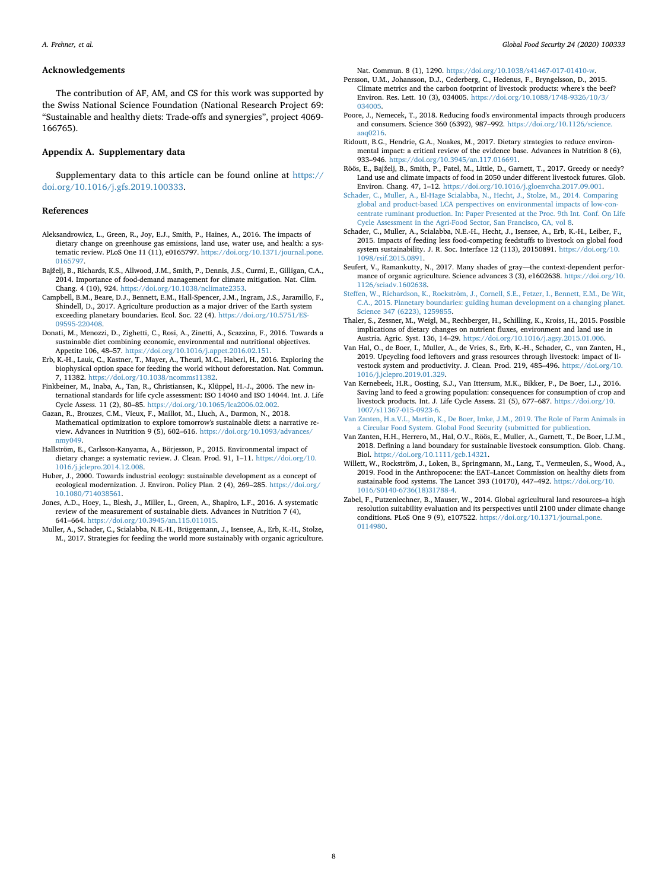## Acknowledgements

The contribution of AF, AM, and CS for this work was supported by the Swiss National Science Foundation (National Research Project 69: "Sustainable and healthy diets: Trade-offs and synergies", project 4069-166765).

## Appendix A. Supplementary data

Supplementary data to this article can be found online at https://doi.org/10.1016/j.gfs.2019.100333.

## References

Aleksandrowicz, L., Green, R., Joy, E.J., Smith, P., Haines, A., 2016. The impacts of dietary change on greenhouse gas emissions, land use, water use, and health: a systematic review. PLoS One 11 (11), e0165797. https://doi.org/10.1371/journal.pone.0165797.

Bajželj, B., Richards, K.S., Allwood, J.M., Smith, P., Dennis, J.S., Curmi, E., Gilligan, C.A., 2014. Importance of food-demand management for climate mitigation. Nat. Clim. Chang. 4 (10), 924. https://doi.org/10.1038/nclimate2353.

Campbell, B.M., Beare, D.J., Bennett, E.M., Hall-Spencer, J.M., Ingram, J.S., Jaramillo, F., Shindell, D., 2017. Agriculture production as a major driver of the Earth system exceeding planetary boundaries. Ecol. Soc. 22 (4). https://doi.org/10.5751/ES-09595-220408.

Donati, M., Menozzi, D., Zighetti, C., Rosi, A., Zinetti, A., Scazzina, F., 2016. Towards a sustainable diet combining economic, environmental and nutritional objectives. Appetite 106, 48–57. https://doi.org/10.1016/j.appet.2016.02.151.

Erb, K.-H., Lauk, C., Kastner, T., Mayer, A., Theurl, M.C., Haberl, H., 2016. Exploring the biophysical option space for feeding the world without deforestation. Nat. Commun. 7, 11382. https://doi.org/10.1038/ncomms11382.

Finkbeiner, M., Inaba, A., Tan, R., Christiansen, K., Klüppel, H.-J., 2006. The new international standards for life cycle assessment: ISO 14040 and ISO 14044. Int. J. Life Cycle Assess. 11 (2), 80–85. https://doi.org/10.1065/lca2006.02.002.

Gazan, R., Brouzes, C.M., Vieux, F., Maillot, M., Lluch, A., Darmon, N., 2018. Mathematical optimization to explore tomorrow's sustainable diets: a narrative review. Advances in Nutrition 9 (5), 602–616. https://doi.org/10.1093/advances/nmy049.

Hallström, E., Carlsson-Kanyama, A., Börjesson, P., 2015. Environmental impact of dietary change: a systematic review. J. Clean. Prod. 91, 1–11. https://doi.org/10.1016/j.jclepro.2014.12.008.

Huber, J., 2000. Towards industrial ecology: sustainable development as a concept of ecological modernization. J. Environ. Policy Plan. 2 (4), 269–285. https://doi.org/10.1080/714038561.

Jones, A.D., Hoey, L., Blesh, J., Miller, L., Green, A., Shapiro, L.F., 2016. A systematic review of the measurement of sustainable diets. Advances in Nutrition 7 (4), 641–664. https://doi.org/10.3945/an.115.011015.

Muller, A., Schader, C., Scialabba, N.E.-H., Brüggemann, J., Isensee, A., Erb, K.-H., Stolze, M., 2017. Strategies for feeding the world more sustainably with organic agriculture. Nat. Commun. 8 (1), 1290. https://doi.org/10.1038/s41467-017-01410-w.

Persson, U.M., Johansson, D.J., Cederberg, C., Hedenus, F., Bryngelsson, D., 2015. Climate metrics and the carbon footprint of livestock products: where's the beef? Environ. Res. Lett. 10 (3), 034005. https://doi.org/10.1088/1748-9326/10/3/034005.

Poore, J., Nemecek, T., 2018. Reducing food's environmental impacts through producers and consumers. Science 360 (6392), 987–992. https://doi.org/10.1126/science.aaq0216.

Ridoutt, B.G., Hendrie, G.A., Noakes, M., 2017. Dietary strategies to reduce environmental impact: a critical review of the evidence base. Advances in Nutrition 8 (6), 933–946. https://doi.org/10.3945/an.117.016691.

Röös, E., Bajželj, B., Smith, P., Patel, M., Little, D., Garnett, T., 2017. Greedy or needy? Land use and climate impacts of food in 2050 under different livestock futures. Glob. Environ. Chang. 47, 1–12. https://doi.org/10.1016/j.gloenvcha.2017.09.001.

Schader, C., Muller, A., El-Hage Scialabba, N., Hecht, J., Stolze, M., 2014. Comparing global and product-based LCA perspectives on environmental impacts of low-concentrate ruminant production. In: Paper Presented at the Proc. 9th Int. Conf. On Life Cycle Assessment in the Agri-Food Sector, San Francisco, CA, vol 8.

Schader, C., Muller, A., Scialabba, N.E.-H., Hecht, J., Isensee, A., Erb, K.-H., Leiber, F., 2015. Impacts of feeding less food-competing feedstuffs to livestock on global food system sustainability. J. R. Soc. Interface 12 (113), 20150891. https://doi.org/10.1098/rsif.2015.0891.

Seufert, V., Ramankutty, N., 2017. Many shades of gray—the context-dependent performance of organic agriculture. Science advances 3 (3), e1602638. https://doi.org/10.1126/sciadv.1602638.

Steffen, W., Richardson, K., Rockström, J., Cornell, S.E., Fetzer, I., Bennett, E.M., De Wit, C.A., 2015. Planetary boundaries: guiding human development on a changing planet. Science 347 (6223), 1259855.

Thaler, S., Zessner, M., Weigl, M., Rechberger, H., Schilling, K., Kroiss, H., 2015. Possible implications of dietary changes on nutrient fluxes, environment and land use in Austria. Agric. Syst. 136, 14–29. https://doi.org/10.1016/j.agsy.2015.01.006.

Van Hal, O., de Boer, I., Muller, A., de Vries, S., Erb, K.-H., Schader, C., van Zanten, H., 2019. Upcycling food leftovers and grass resources through livestock: impact of livestock system and productivity. J. Clean. Prod. 219, 485–496. https://doi.org/10.1016/j.jclepro.2019.01.329.

Van Kernebeek, H.R., Oosting, S.J., Van Ittersum, M.K., Bikker, P., De Boer, I.J., 2016. Saving land to feed a growing population: consequences for consumption of crop and livestock products. Int. J. Life Cycle Assess. 21 (5), 677–687. https://doi.org/10.1007/s11367-015-0923-6.

Van Zanten, H.a.V.I., Martin, K., De Boer, Imke, J.M., 2019. The Role of Farm Animals in a Circular Food System. Global Food Security (submitted for publication).

Van Zanten, H.H., Herrero, M., Hal, O.V., Röös, E., Muller, A., Garnett, T., De Boer, I.J.M., 2018. Defining a land boundary for sustainable livestock consumption. Glob. Chang. Biol. https://doi.org/10.1111/gcb.14321.

Willett, W., Rockström, J., Loken, B., Springmann, M., Lang, T., Vermeulen, S., Wood, A., 2019. Food in the Anthropocene: the EAT–Lancet Commission on healthy diets from sustainable food systems. The Lancet 393 (10170), 447–492. https://doi.org/10.1016/S0140-6736(18)31788-4.

Zabel, F., Putzenlechner, B., Mauser, W., 2014. Global agricultural land resources–a high resolution suitability evaluation and its perspectives until 2100 under climate change conditions. PLoS One 9 (9), e107522. https://doi.org/10.1371/journal.pone.0114980.